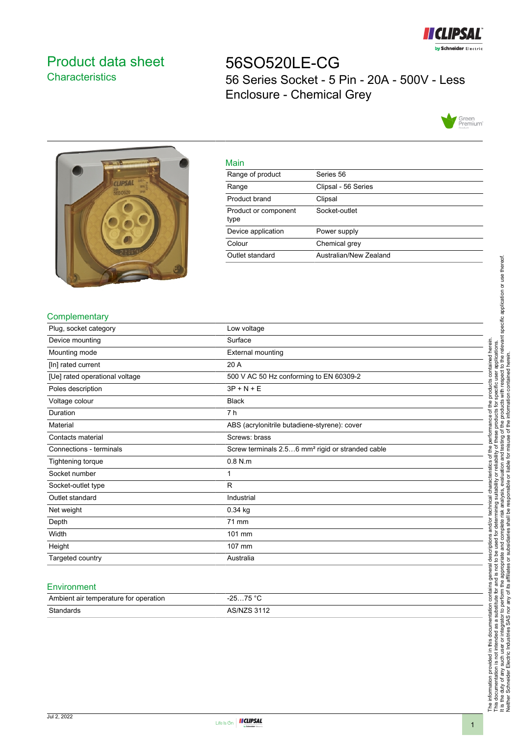# Product data sheet

## Characteristics

# 56SO520LE-CG

56 Series Socket - 5 Pin - 20A - 500V - Less Enclosure - Chemical Grey

### Main

| | |
|---|---|
| Range of product | Series 56 |
| Range | Clipsal - 56 Series |
| Product brand | Clipsal |
| Product or component type | Socket-outlet |
| Device application | Power supply |
| Colour | Chemical grey |
| Outlet standard | Australian/New Zealand |

### Complementary

| | |
|---|---|
| Plug, socket category | Low voltage |
| Device mounting | Surface |
| Mounting mode | External mounting |
| [In] rated current | 20 A |
| [Ue] rated operational voltage | 500 V AC 50 Hz conforming to EN 60309-2 |
| Poles description | 3P + N + E |
| Voltage colour | Black |
| Duration | 7 h |
| Material | ABS (acrylonitrile butadiene-styrene): cover |
| Contacts material | Screws: brass |
| Connections - terminals | Screw terminals 2.5…6 mm² rigid or stranded cable |
| Tightening torque | 0.8 N.m |
| Socket number | 1 |
| Socket-outlet type | R |
| Outlet standard | Industrial |
| Net weight | 0.34 kg |
| Depth | 71 mm |
| Width | 101 mm |
| Height | 107 mm |
| Targeted country | Australia |

### Environment

| | |
|---|---|
| Ambient air temperature for operation | -25…75 °C |
| Standards | AS/NZS 3112 |

The information provided in this documentation contains general descriptions and/or technical characteristics of the performance of the products contained herein.
This documentation is not intended as a substitute for and is not to be used for determining suitability or reliability of these products for specific user applications.
It is the duty of any such user or integrator to perform the appropriate and complete risk analysis, evaluation and testing of the products with respect to the relevant specific application or use thereof.
Neither Schneider Electric Industries SAS nor any of its affiliates or subsidiaries shall be responsible or liable for misuse of the information contained herein.

Jul 2, 2022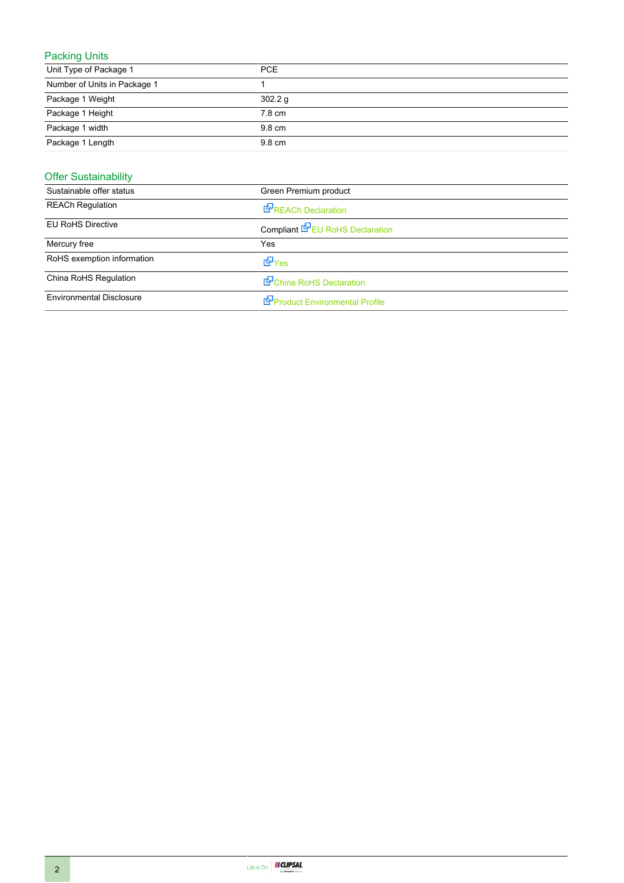## Packing Units

| | |
|---|---|
| Unit Type of Package 1 | PCE |
| Number of Units in Package 1 | 1 |
| Package 1 Weight | 302.2 g |
| Package 1 Height | 7.8 cm |
| Package 1 width | 9.8 cm |
| Package 1 Length | 9.8 cm |

## Offer Sustainability

| | |
|---|---|
| Sustainable offer status | Green Premium product |
| REACh Regulation | REACh Declaration |
| EU RoHS Directive | Compliant EU RoHS Declaration |
| Mercury free | Yes |
| RoHS exemption information | Yes |
| China RoHS Regulation | China RoHS Declaration |
| Environmental Disclosure | Product Environmental Profile |